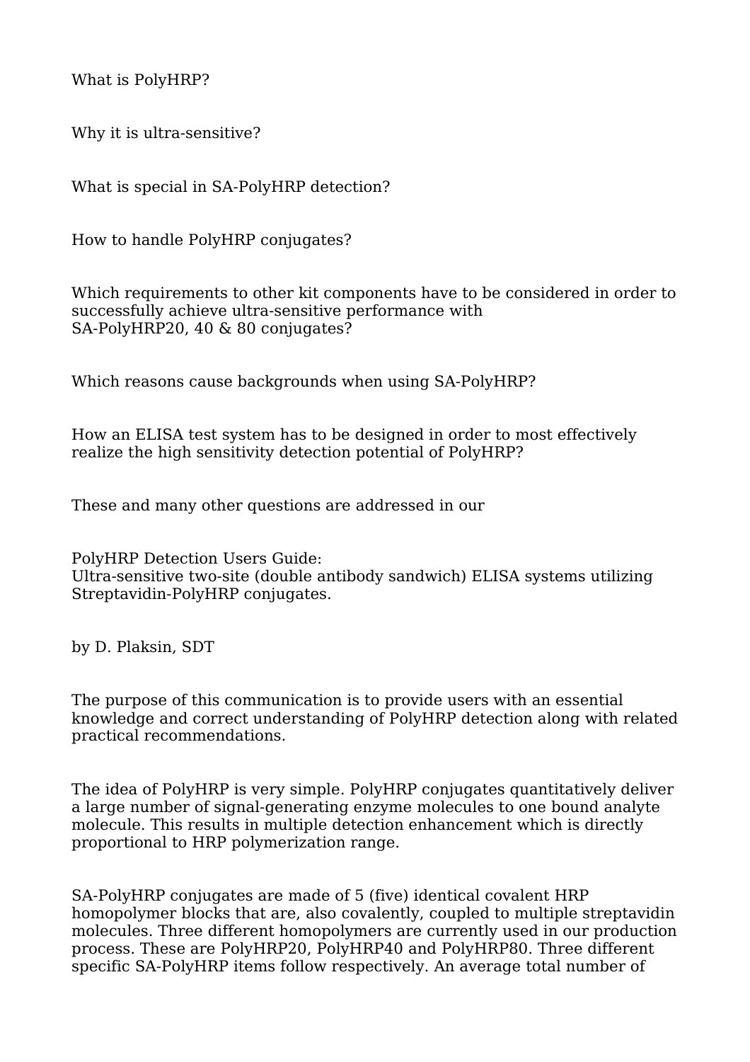What is PolyHRP?

Why it is ultra-sensitive?

What is special in SA-PolyHRP detection?

How to handle PolyHRP conjugates?

Which requirements to other kit components have to be considered in order to successfully achieve ultra-sensitive performance with SA-PolyHRP20, 40 & 80 conjugates?

Which reasons cause backgrounds when using SA-PolyHRP?

How an ELISA test system has to be designed in order to most effectively realize the high sensitivity detection potential of PolyHRP?

These and many other questions are addressed in our

PolyHRP Detection Users Guide:
Ultra-sensitive two-site (double antibody sandwich) ELISA systems utilizing Streptavidin-PolyHRP conjugates.

by D. Plaksin, SDT

The purpose of this communication is to provide users with an essential knowledge and correct understanding of PolyHRP detection along with related practical recommendations.

The idea of PolyHRP is very simple. PolyHRP conjugates quantitatively deliver a large number of signal-generating enzyme molecules to one bound analyte molecule. This results in multiple detection enhancement which is directly proportional to HRP polymerization range.

SA-PolyHRP conjugates are made of 5 (five) identical covalent HRP homopolymer blocks that are, also covalently, coupled to multiple streptavidin molecules. Three different homopolymers are currently used in our production process. These are PolyHRP20, PolyHRP40 and PolyHRP80. Three different specific SA-PolyHRP items follow respectively. An average total number of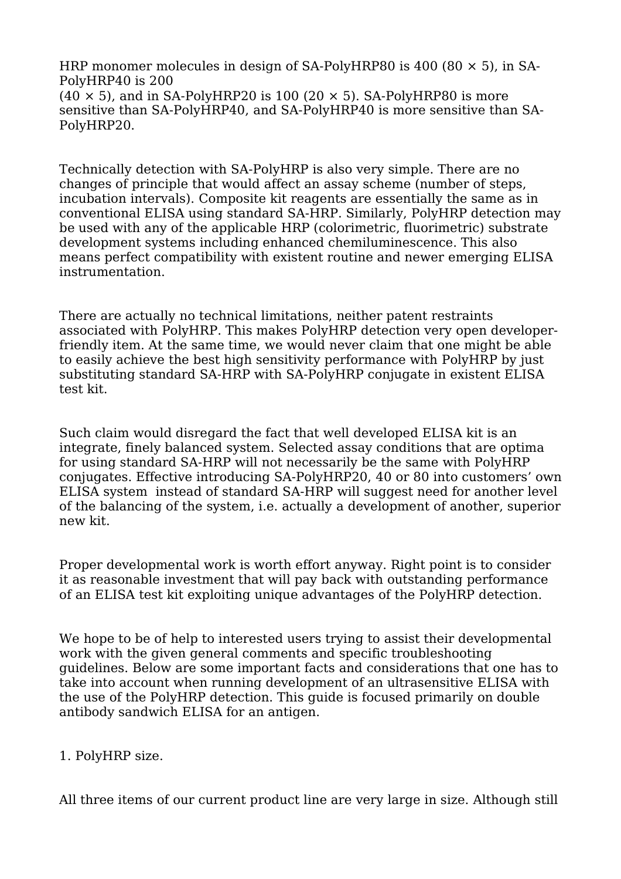HRP monomer molecules in design of SA-PolyHRP80 is 400 (80 × 5), in SA-PolyHRP40 is 200 (40 × 5), and in SA-PolyHRP20 is 100 (20 × 5). SA-PolyHRP80 is more sensitive than SA-PolyHRP40, and SA-PolyHRP40 is more sensitive than SA-PolyHRP20.

Technically detection with SA-PolyHRP is also very simple. There are no changes of principle that would affect an assay scheme (number of steps, incubation intervals). Composite kit reagents are essentially the same as in conventional ELISA using standard SA-HRP. Similarly, PolyHRP detection may be used with any of the applicable HRP (colorimetric, fluorimetric) substrate development systems including enhanced chemiluminescence. This also means perfect compatibility with existent routine and newer emerging ELISA instrumentation.

There are actually no technical limitations, neither patent restraints associated with PolyHRP. This makes PolyHRP detection very open developer-friendly item. At the same time, we would never claim that one might be able to easily achieve the best high sensitivity performance with PolyHRP by just substituting standard SA-HRP with SA-PolyHRP conjugate in existent ELISA test kit.

Such claim would disregard the fact that well developed ELISA kit is an integrate, finely balanced system. Selected assay conditions that are optima for using standard SA-HRP will not necessarily be the same with PolyHRP conjugates. Effective introducing SA-PolyHRP20, 40 or 80 into customers' own ELISA system instead of standard SA-HRP will suggest need for another level of the balancing of the system, i.e. actually a development of another, superior new kit.

Proper developmental work is worth effort anyway. Right point is to consider it as reasonable investment that will pay back with outstanding performance of an ELISA test kit exploiting unique advantages of the PolyHRP detection.

We hope to be of help to interested users trying to assist their developmental work with the given general comments and specific troubleshooting guidelines. Below are some important facts and considerations that one has to take into account when running development of an ultrasensitive ELISA with the use of the PolyHRP detection. This guide is focused primarily on double antibody sandwich ELISA for an antigen.

1. PolyHRP size.

All three items of our current product line are very large in size. Although still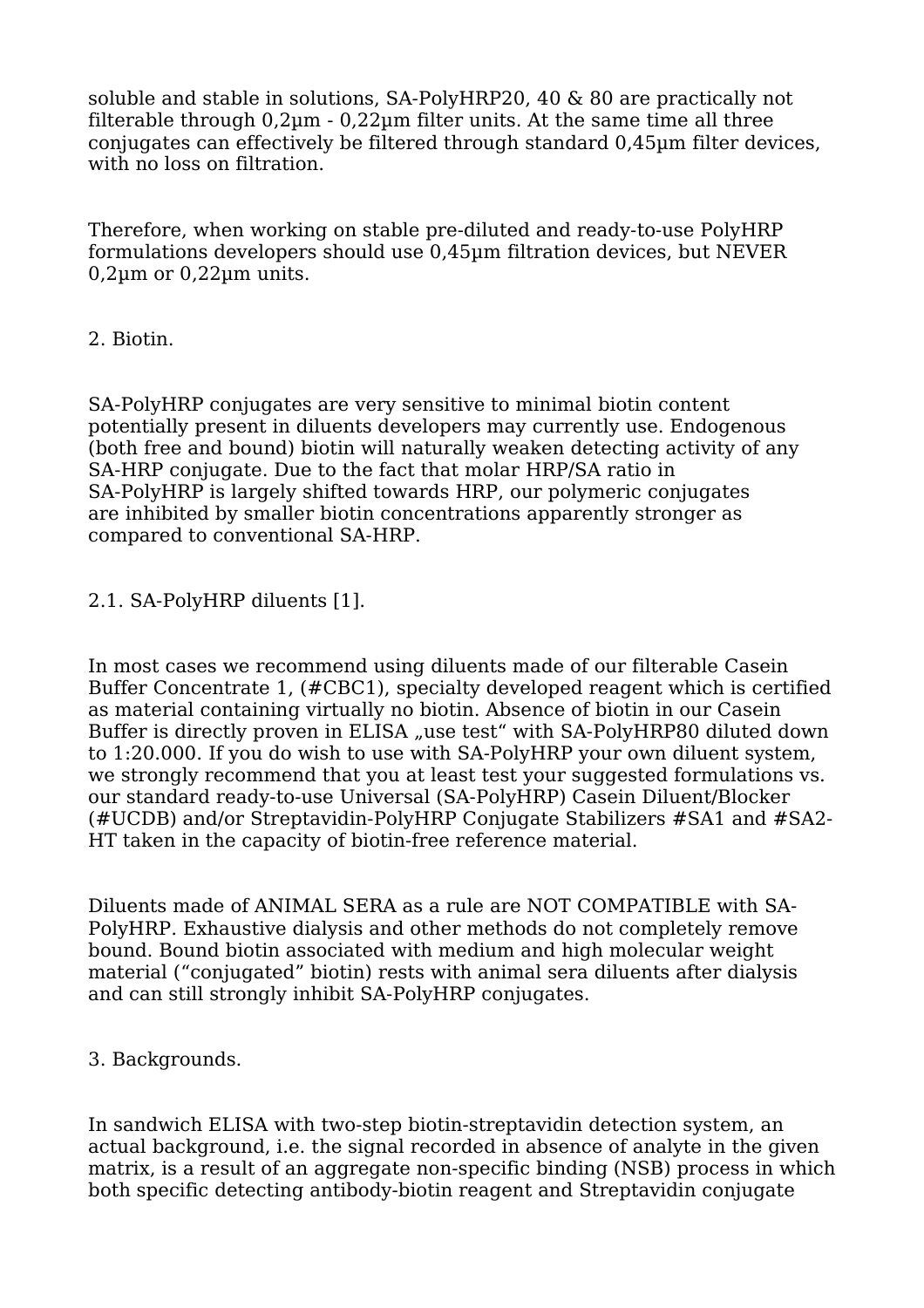soluble and stable in solutions, SA-PolyHRP20, 40 & 80 are practically not filterable through 0,2µm - 0,22µm filter units. At the same time all three conjugates can effectively be filtered through standard 0,45µm filter devices, with no loss on filtration.

Therefore, when working on stable pre-diluted and ready-to-use PolyHRP formulations developers should use 0,45µm filtration devices, but NEVER 0,2µm or 0,22µm units.

## 2. Biotin.

SA-PolyHRP conjugates are very sensitive to minimal biotin content potentially present in diluents developers may currently use. Endogenous (both free and bound) biotin will naturally weaken detecting activity of any SA-HRP conjugate. Due to the fact that molar HRP/SA ratio in SA-PolyHRP is largely shifted towards HRP, our polymeric conjugates are inhibited by smaller biotin concentrations apparently stronger as compared to conventional SA-HRP.

### 2.1. SA-PolyHRP diluents [1].

In most cases we recommend using diluents made of our filterable Casein Buffer Concentrate 1, (#CBC1), specialty developed reagent which is certified as material containing virtually no biotin. Absence of biotin in our Casein Buffer is directly proven in ELISA „use test" with SA-PolyHRP80 diluted down to 1:20.000. If you do wish to use with SA-PolyHRP your own diluent system, we strongly recommend that you at least test your suggested formulations vs. our standard ready-to-use Universal (SA-PolyHRP) Casein Diluent/Blocker (#UCDB) and/or Streptavidin-PolyHRP Conjugate Stabilizers #SA1 and #SA2-HT taken in the capacity of biotin-free reference material.

Diluents made of ANIMAL SERA as a rule are NOT COMPATIBLE with SA-PolyHRP. Exhaustive dialysis and other methods do not completely remove bound. Bound biotin associated with medium and high molecular weight material ("conjugated" biotin) rests with animal sera diluents after dialysis and can still strongly inhibit SA-PolyHRP conjugates.

## 3. Backgrounds.

In sandwich ELISA with two-step biotin-streptavidin detection system, an actual background, i.e. the signal recorded in absence of analyte in the given matrix, is a result of an aggregate non-specific binding (NSB) process in which both specific detecting antibody-biotin reagent and Streptavidin conjugate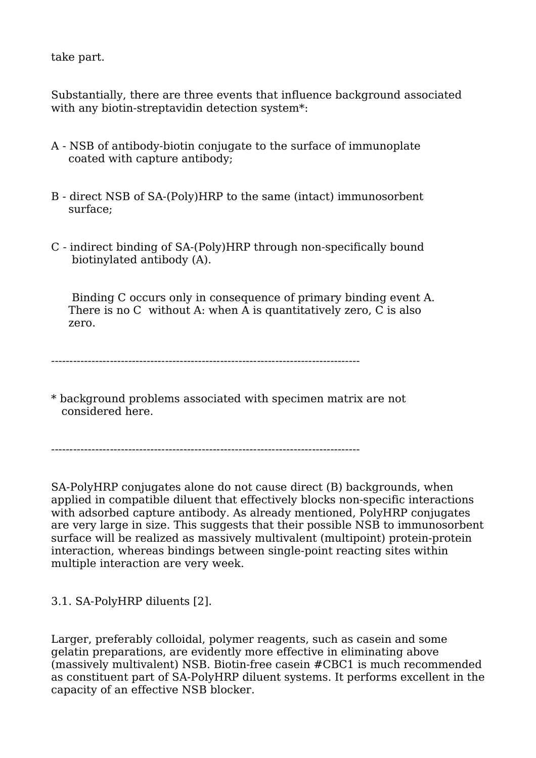take part.

Substantially, there are three events that influence background associated with any biotin-streptavidin detection system*:

A - NSB of antibody-biotin conjugate to the surface of immunoplate coated with capture antibody;

B - direct NSB of SA-(Poly)HRP to the same (intact) immunosorbent surface;

C - indirect binding of SA-(Poly)HRP through non-specifically bound biotinylated antibody (A).

Binding C occurs only in consequence of primary binding event A. There is no C without A: when A is quantitatively zero, C is also zero.

---

* background problems associated with specimen matrix are not considered here.

---

SA-PolyHRP conjugates alone do not cause direct (B) backgrounds, when applied in compatible diluent that effectively blocks non-specific interactions with adsorbed capture antibody. As already mentioned, PolyHRP conjugates are very large in size. This suggests that their possible NSB to immunosorbent surface will be realized as massively multivalent (multipoint) protein-protein interaction, whereas bindings between single-point reacting sites within multiple interaction are very week.

3.1. SA-PolyHRP diluents [2].

Larger, preferably colloidal, polymer reagents, such as casein and some gelatin preparations, are evidently more effective in eliminating above (massively multivalent) NSB. Biotin-free casein #CBC1 is much recommended as constituent part of SA-PolyHRP diluent systems. It performs excellent in the capacity of an effective NSB blocker.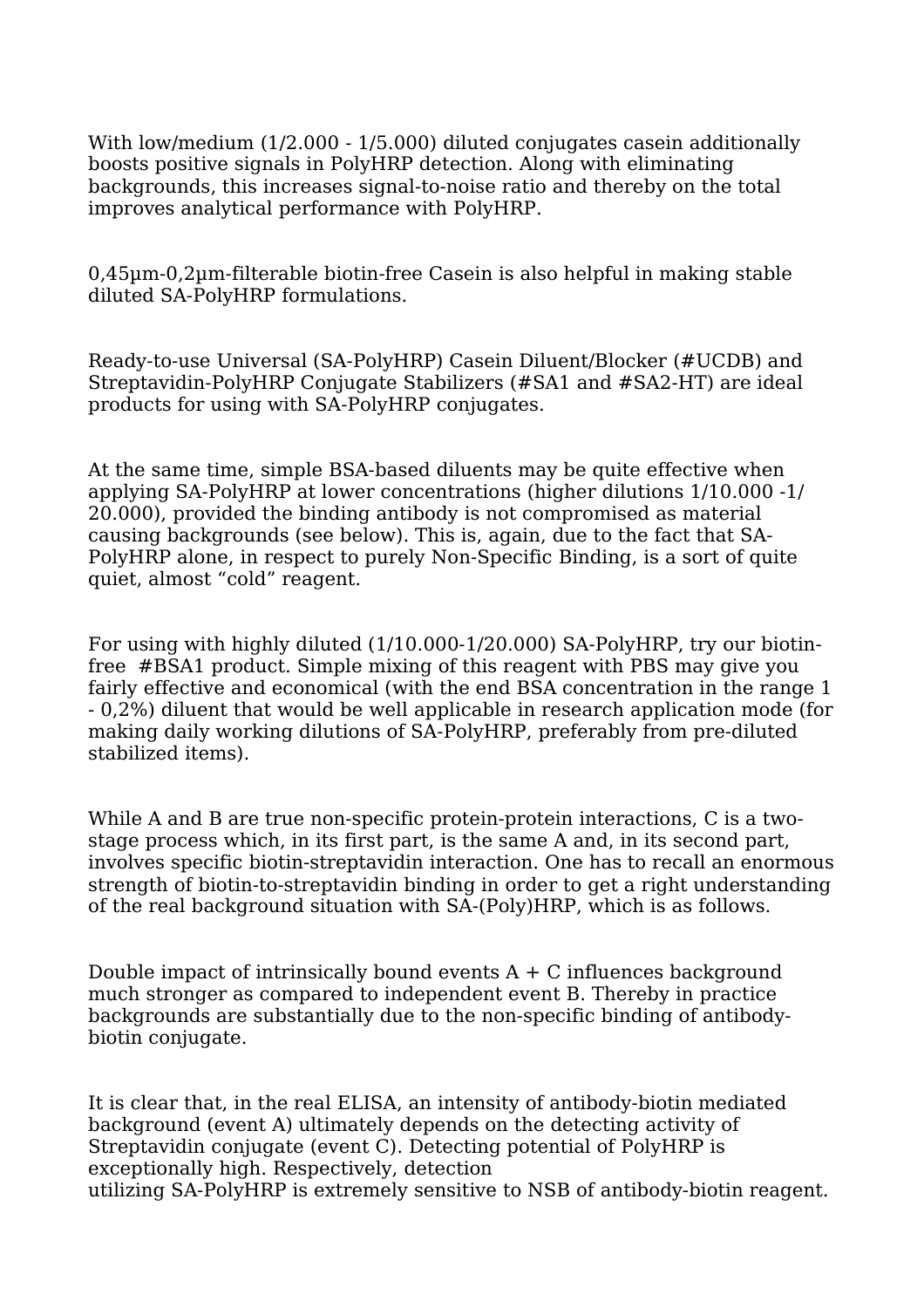With low/medium (1/2.000 - 1/5.000) diluted conjugates casein additionally boosts positive signals in PolyHRP detection. Along with eliminating backgrounds, this increases signal-to-noise ratio and thereby on the total improves analytical performance with PolyHRP.

0,45µm-0,2µm-filterable biotin-free Casein is also helpful in making stable diluted SA-PolyHRP formulations.

Ready-to-use Universal (SA-PolyHRP) Casein Diluent/Blocker (#UCDB) and Streptavidin-PolyHRP Conjugate Stabilizers (#SA1 and #SA2-HT) are ideal products for using with SA-PolyHRP conjugates.

At the same time, simple BSA-based diluents may be quite effective when applying SA-PolyHRP at lower concentrations (higher dilutions 1/10.000 -1/20.000), provided the binding antibody is not compromised as material causing backgrounds (see below). This is, again, due to the fact that SA-PolyHRP alone, in respect to purely Non-Specific Binding, is a sort of quite quiet, almost “cold” reagent.

For using with highly diluted (1/10.000-1/20.000) SA-PolyHRP, try our biotin-free #BSA1 product. Simple mixing of this reagent with PBS may give you fairly effective and economical (with the end BSA concentration in the range 1 - 0,2%) diluent that would be well applicable in research application mode (for making daily working dilutions of SA-PolyHRP, preferably from pre-diluted stabilized items).

While A and B are true non-specific protein-protein interactions, C is a two-stage process which, in its first part, is the same A and, in its second part, involves specific biotin-streptavidin interaction. One has to recall an enormous strength of biotin-to-streptavidin binding in order to get a right understanding of the real background situation with SA-(Poly)HRP, which is as follows.

Double impact of intrinsically bound events A + C influences background much stronger as compared to independent event B. Thereby in practice backgrounds are substantially due to the non-specific binding of antibody-biotin conjugate.

It is clear that, in the real ELISA, an intensity of antibody-biotin mediated background (event A) ultimately depends on the detecting activity of Streptavidin conjugate (event C). Detecting potential of PolyHRP is exceptionally high. Respectively, detection utilizing SA-PolyHRP is extremely sensitive to NSB of antibody-biotin reagent.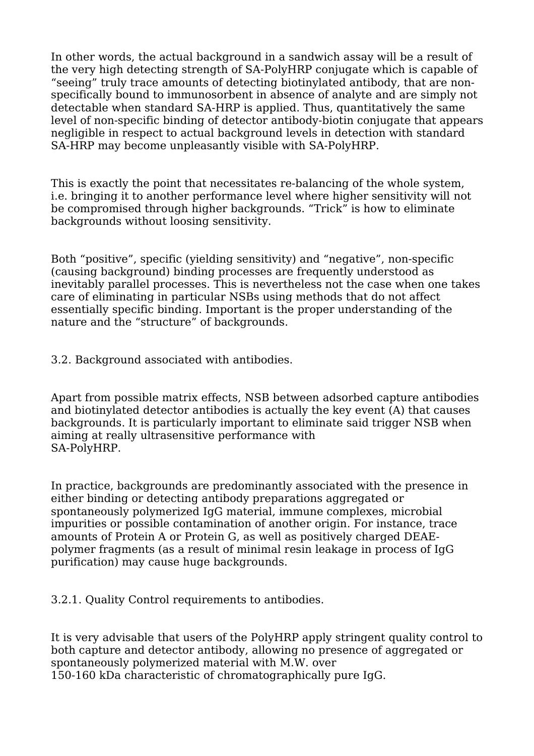In other words, the actual background in a sandwich assay will be a result of the very high detecting strength of SA-PolyHRP conjugate which is capable of "seeing" truly trace amounts of detecting biotinylated antibody, that are non-specifically bound to immunosorbent in absence of analyte and are simply not detectable when standard SA-HRP is applied. Thus, quantitatively the same level of non-specific binding of detector antibody-biotin conjugate that appears negligible in respect to actual background levels in detection with standard SA-HRP may become unpleasantly visible with SA-PolyHRP.

This is exactly the point that necessitates re-balancing of the whole system, i.e. bringing it to another performance level where higher sensitivity will not be compromised through higher backgrounds. "Trick" is how to eliminate backgrounds without loosing sensitivity.

Both "positive", specific (yielding sensitivity) and "negative", non-specific (causing background) binding processes are frequently understood as inevitably parallel processes. This is nevertheless not the case when one takes care of eliminating in particular NSBs using methods that do not affect essentially specific binding. Important is the proper understanding of the nature and the "structure" of backgrounds.

## 3.2. Background associated with antibodies.

Apart from possible matrix effects, NSB between adsorbed capture antibodies and biotinylated detector antibodies is actually the key event (A) that causes backgrounds. It is particularly important to eliminate said trigger NSB when aiming at really ultrasensitive performance with SA-PolyHRP.

In practice, backgrounds are predominantly associated with the presence in either binding or detecting antibody preparations aggregated or spontaneously polymerized IgG material, immune complexes, microbial impurities or possible contamination of another origin. For instance, trace amounts of Protein A or Protein G, as well as positively charged DEAE-polymer fragments (as a result of minimal resin leakage in process of IgG purification) may cause huge backgrounds.

### 3.2.1. Quality Control requirements to antibodies.

It is very advisable that users of the PolyHRP apply stringent quality control to both capture and detector antibody, allowing no presence of aggregated or spontaneously polymerized material with M.W. over 150-160 kDa characteristic of chromatographically pure IgG.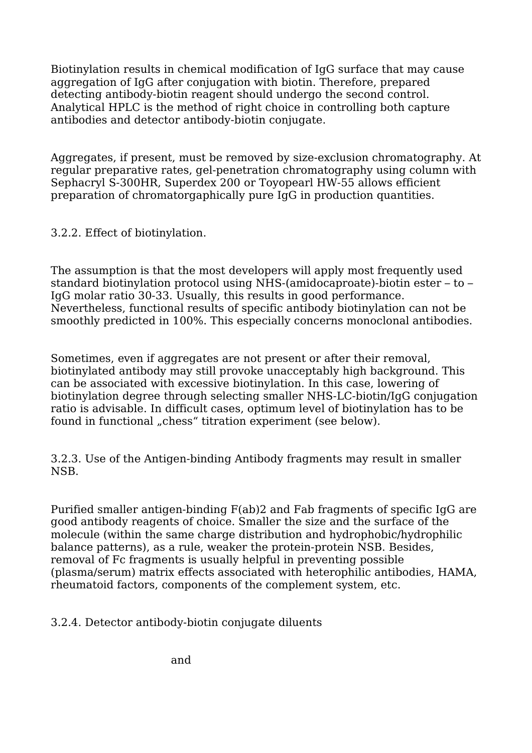Biotinylation results in chemical modification of IgG surface that may cause aggregation of IgG after conjugation with biotin. Therefore, prepared detecting antibody-biotin reagent should undergo the second control. Analytical HPLC is the method of right choice in controlling both capture antibodies and detector antibody-biotin conjugate.

Aggregates, if present, must be removed by size-exclusion chromatography. At regular preparative rates, gel-penetration chromatography using column with Sephacryl S-300HR, Superdex 200 or Toyopearl HW-55 allows efficient preparation of chromatorgaphically pure IgG in production quantities.

### 3.2.2. Effect of biotinylation.

The assumption is that the most developers will apply most frequently used standard biotinylation protocol using NHS-(amidocaproate)-biotin ester – to – IgG molar ratio 30-33. Usually, this results in good performance. Nevertheless, functional results of specific antibody biotinylation can not be smoothly predicted in 100%. This especially concerns monoclonal antibodies.

Sometimes, even if aggregates are not present or after their removal, biotinylated antibody may still provoke unacceptably high background. This can be associated with excessive biotinylation. In this case, lowering of biotinylation degree through selecting smaller NHS-LC-biotin/IgG conjugation ratio is advisable. In difficult cases, optimum level of biotinylation has to be found in functional „chess“ titration experiment (see below).

### 3.2.3. Use of the Antigen-binding Antibody fragments may result in smaller NSB.

Purified smaller antigen-binding F(ab)2 and Fab fragments of specific IgG are good antibody reagents of choice. Smaller the size and the surface of the molecule (within the same charge distribution and hydrophobic/hydrophilic balance patterns), as a rule, weaker the protein-protein NSB. Besides, removal of Fc fragments is usually helpful in preventing possible (plasma/serum) matrix effects associated with heterophilic antibodies, HAMA, rheumatoid factors, components of the complement system, etc.

### 3.2.4. Detector antibody-biotin conjugate diluents

and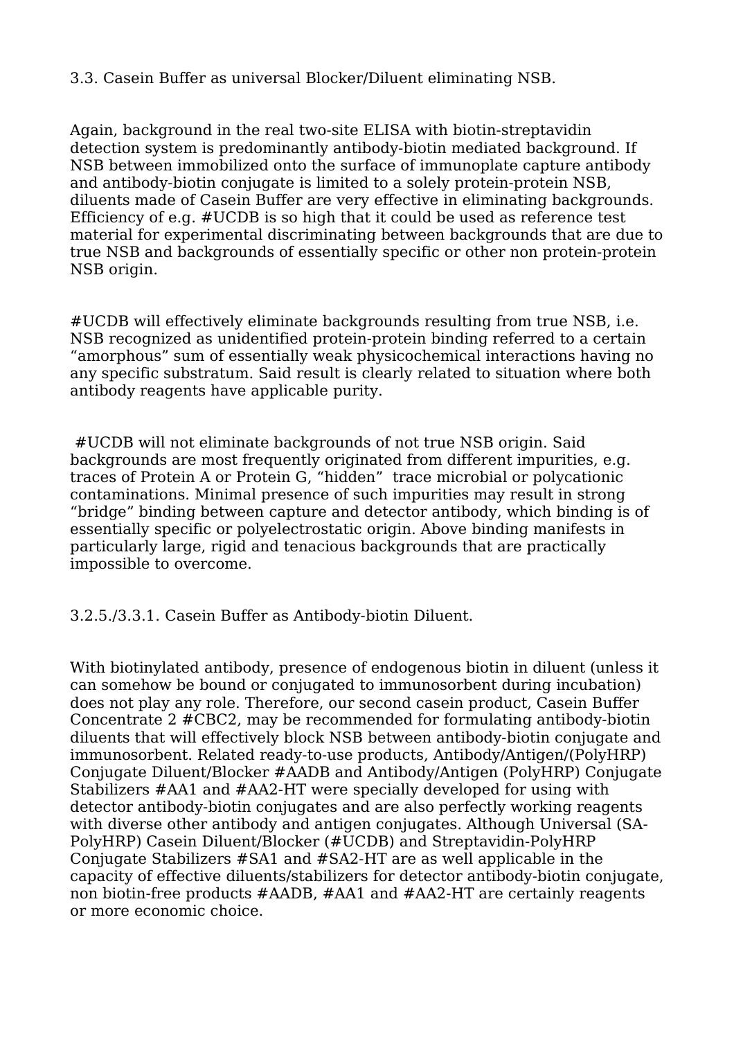### 3.3. Casein Buffer as universal Blocker/Diluent eliminating NSB.

Again, background in the real two-site ELISA with biotin-streptavidin detection system is predominantly antibody-biotin mediated background. If NSB between immobilized onto the surface of immunoplate capture antibody and antibody-biotin conjugate is limited to a solely protein-protein NSB, diluents made of Casein Buffer are very effective in eliminating backgrounds. Efficiency of e.g. #UCDB is so high that it could be used as reference test material for experimental discriminating between backgrounds that are due to true NSB and backgrounds of essentially specific or other non protein-protein NSB origin.

#UCDB will effectively eliminate backgrounds resulting from true NSB, i.e. NSB recognized as unidentified protein-protein binding referred to a certain "amorphous" sum of essentially weak physicochemical interactions having no any specific substratum. Said result is clearly related to situation where both antibody reagents have applicable purity.

#UCDB will not eliminate backgrounds of not true NSB origin. Said backgrounds are most frequently originated from different impurities, e.g. traces of Protein A or Protein G, "hidden" trace microbial or polycationic contaminations. Minimal presence of such impurities may result in strong "bridge" binding between capture and detector antibody, which binding is of essentially specific or polyelectrostatic origin. Above binding manifests in particularly large, rigid and tenacious backgrounds that are practically impossible to overcome.

#### 3.2.5./3.3.1. Casein Buffer as Antibody-biotin Diluent.

With biotinylated antibody, presence of endogenous biotin in diluent (unless it can somehow be bound or conjugated to immunosorbent during incubation) does not play any role. Therefore, our second casein product, Casein Buffer Concentrate 2 #CBC2, may be recommended for formulating antibody-biotin diluents that will effectively block NSB between antibody-biotin conjugate and immunosorbent. Related ready-to-use products, Antibody/Antigen/(PolyHRP) Conjugate Diluent/Blocker #AADB and Antibody/Antigen (PolyHRP) Conjugate Stabilizers #AA1 and #AA2-HT were specially developed for using with detector antibody-biotin conjugates and are also perfectly working reagents with diverse other antibody and antigen conjugates. Although Universal (SA-PolyHRP) Casein Diluent/Blocker (#UCDB) and Streptavidin-PolyHRP Conjugate Stabilizers #SA1 and #SA2-HT are as well applicable in the capacity of effective diluents/stabilizers for detector antibody-biotin conjugate, non biotin-free products #AADB, #AA1 and #AA2-HT are certainly reagents or more economic choice.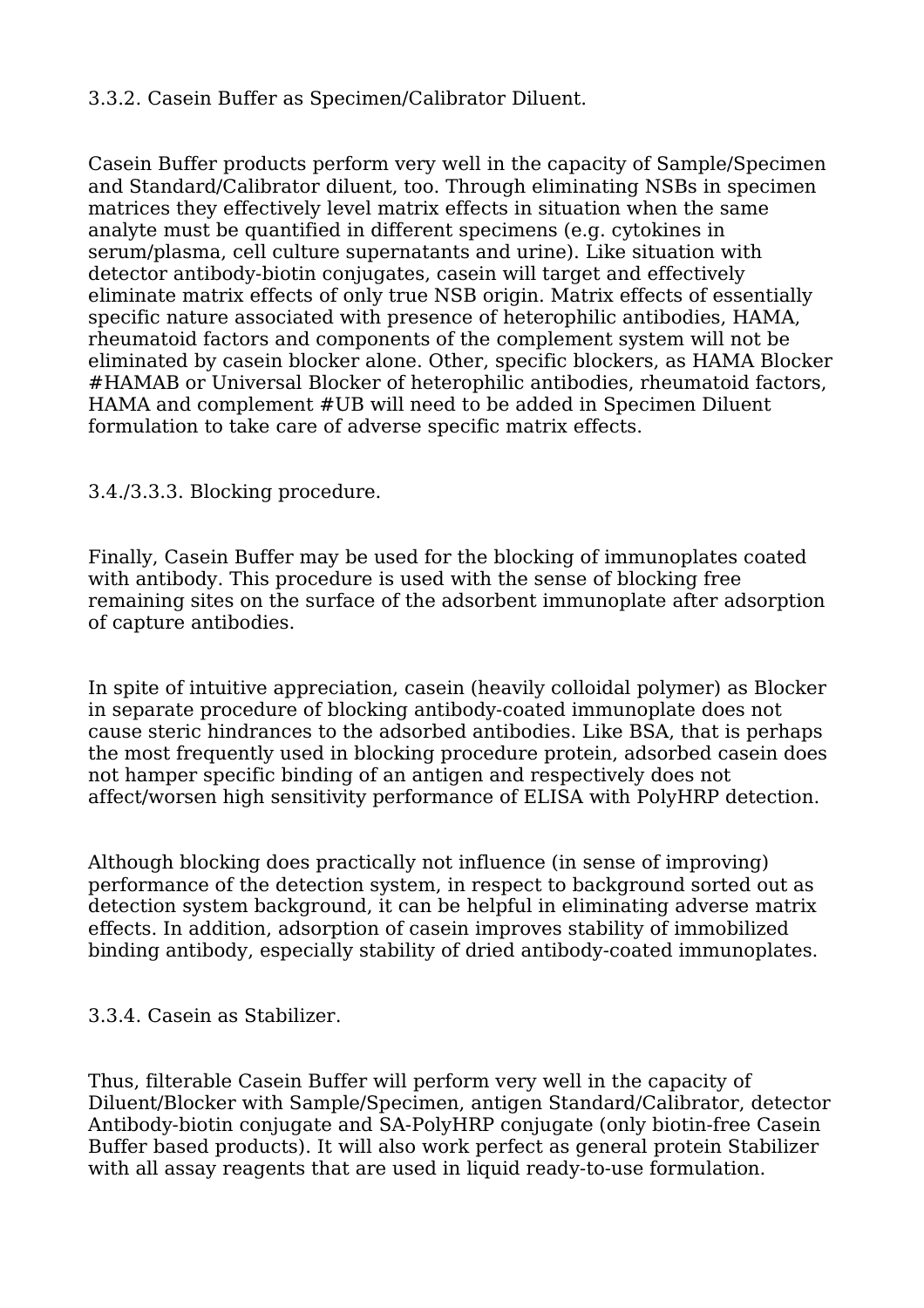### 3.3.2. Casein Buffer as Specimen/Calibrator Diluent.

Casein Buffer products perform very well in the capacity of Sample/Specimen and Standard/Calibrator diluent, too. Through eliminating NSBs in specimen matrices they effectively level matrix effects in situation when the same analyte must be quantified in different specimens (e.g. cytokines in serum/plasma, cell culture supernatants and urine). Like situation with detector antibody-biotin conjugates, casein will target and effectively eliminate matrix effects of only true NSB origin. Matrix effects of essentially specific nature associated with presence of heterophilic antibodies, HAMA, rheumatoid factors and components of the complement system will not be eliminated by casein blocker alone. Other, specific blockers, as HAMA Blocker #HAMAB or Universal Blocker of heterophilic antibodies, rheumatoid factors, HAMA and complement #UB will need to be added in Specimen Diluent formulation to take care of adverse specific matrix effects.

### 3.4./3.3.3. Blocking procedure.

Finally, Casein Buffer may be used for the blocking of immunoplates coated with antibody. This procedure is used with the sense of blocking free remaining sites on the surface of the adsorbent immunoplate after adsorption of capture antibodies.

In spite of intuitive appreciation, casein (heavily colloidal polymer) as Blocker in separate procedure of blocking antibody-coated immunoplate does not cause steric hindrances to the adsorbed antibodies. Like BSA, that is perhaps the most frequently used in blocking procedure protein, adsorbed casein does not hamper specific binding of an antigen and respectively does not affect/worsen high sensitivity performance of ELISA with PolyHRP detection.

Although blocking does practically not influence (in sense of improving) performance of the detection system, in respect to background sorted out as detection system background, it can be helpful in eliminating adverse matrix effects. In addition, adsorption of casein improves stability of immobilized binding antibody, especially stability of dried antibody-coated immunoplates.

### 3.3.4. Casein as Stabilizer.

Thus, filterable Casein Buffer will perform very well in the capacity of Diluent/Blocker with Sample/Specimen, antigen Standard/Calibrator, detector Antibody-biotin conjugate and SA-PolyHRP conjugate (only biotin-free Casein Buffer based products). It will also work perfect as general protein Stabilizer with all assay reagents that are used in liquid ready-to-use formulation.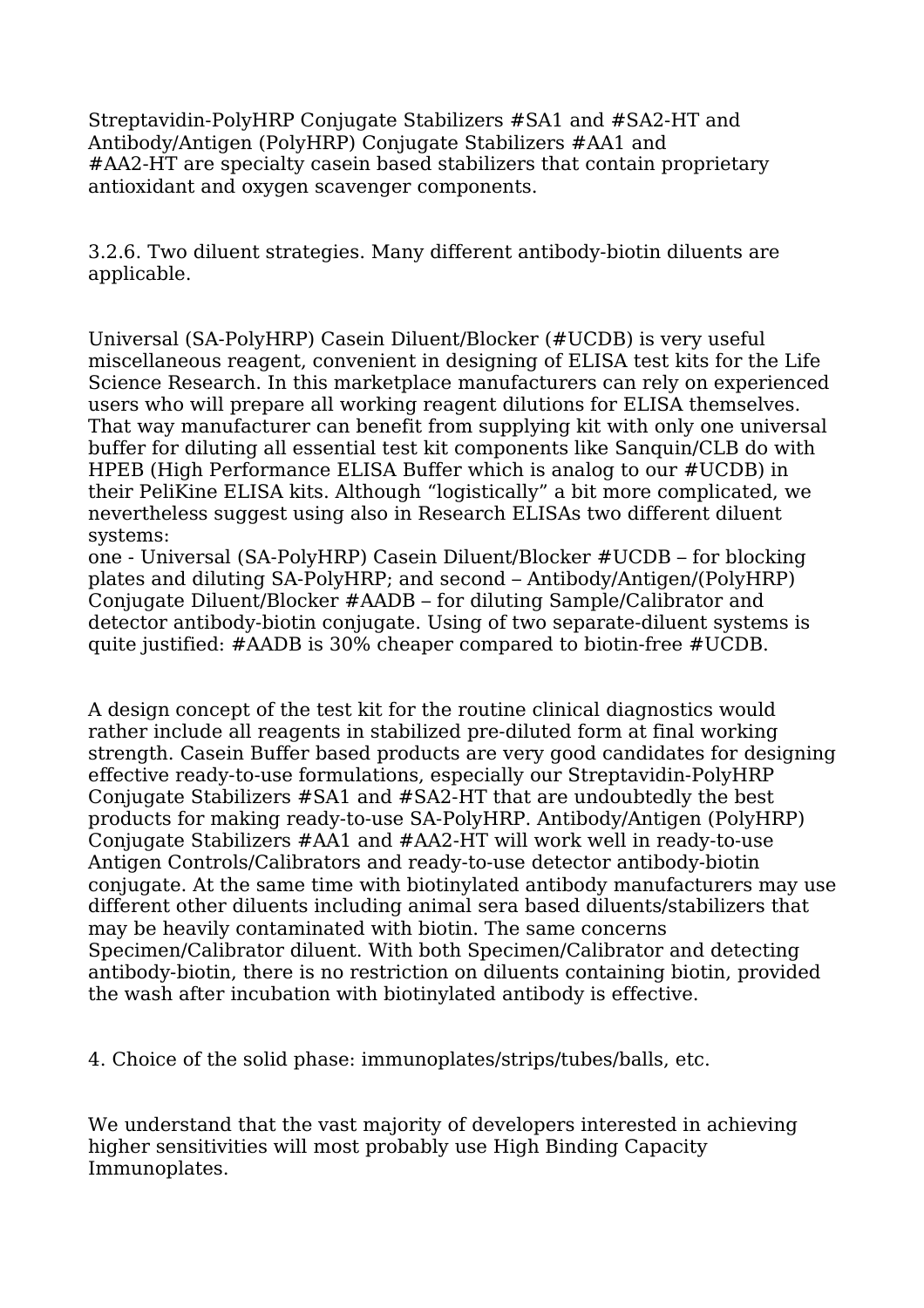Streptavidin-PolyHRP Conjugate Stabilizers #SA1 and #SA2-HT and Antibody/Antigen (PolyHRP) Conjugate Stabilizers #AA1 and #AA2-HT are specialty casein based stabilizers that contain proprietary antioxidant and oxygen scavenger components.

3.2.6. Two diluent strategies. Many different antibody-biotin diluents are applicable.

Universal (SA-PolyHRP) Casein Diluent/Blocker (#UCDB) is very useful miscellaneous reagent, convenient in designing of ELISA test kits for the Life Science Research. In this marketplace manufacturers can rely on experienced users who will prepare all working reagent dilutions for ELISA themselves. That way manufacturer can benefit from supplying kit with only one universal buffer for diluting all essential test kit components like Sanquin/CLB do with HPEB (High Performance ELISA Buffer which is analog to our #UCDB) in their PeliKine ELISA kits. Although "logistically" a bit more complicated, we nevertheless suggest using also in Research ELISAs two different diluent systems:
one - Universal (SA-PolyHRP) Casein Diluent/Blocker #UCDB – for blocking plates and diluting SA-PolyHRP; and second – Antibody/Antigen/(PolyHRP) Conjugate Diluent/Blocker #AADB – for diluting Sample/Calibrator and detector antibody-biotin conjugate. Using of two separate-diluent systems is quite justified: #AADB is 30% cheaper compared to biotin-free #UCDB.

A design concept of the test kit for the routine clinical diagnostics would rather include all reagents in stabilized pre-diluted form at final working strength. Casein Buffer based products are very good candidates for designing effective ready-to-use formulations, especially our Streptavidin-PolyHRP Conjugate Stabilizers #SA1 and #SA2-HT that are undoubtedly the best products for making ready-to-use SA-PolyHRP. Antibody/Antigen (PolyHRP) Conjugate Stabilizers #AA1 and #AA2-HT will work well in ready-to-use Antigen Controls/Calibrators and ready-to-use detector antibody-biotin conjugate. At the same time with biotinylated antibody manufacturers may use different other diluents including animal sera based diluents/stabilizers that may be heavily contaminated with biotin. The same concerns Specimen/Calibrator diluent. With both Specimen/Calibrator and detecting antibody-biotin, there is no restriction on diluents containing biotin, provided the wash after incubation with biotinylated antibody is effective.

4. Choice of the solid phase: immunoplates/strips/tubes/balls, etc.

We understand that the vast majority of developers interested in achieving higher sensitivities will most probably use High Binding Capacity Immunoplates.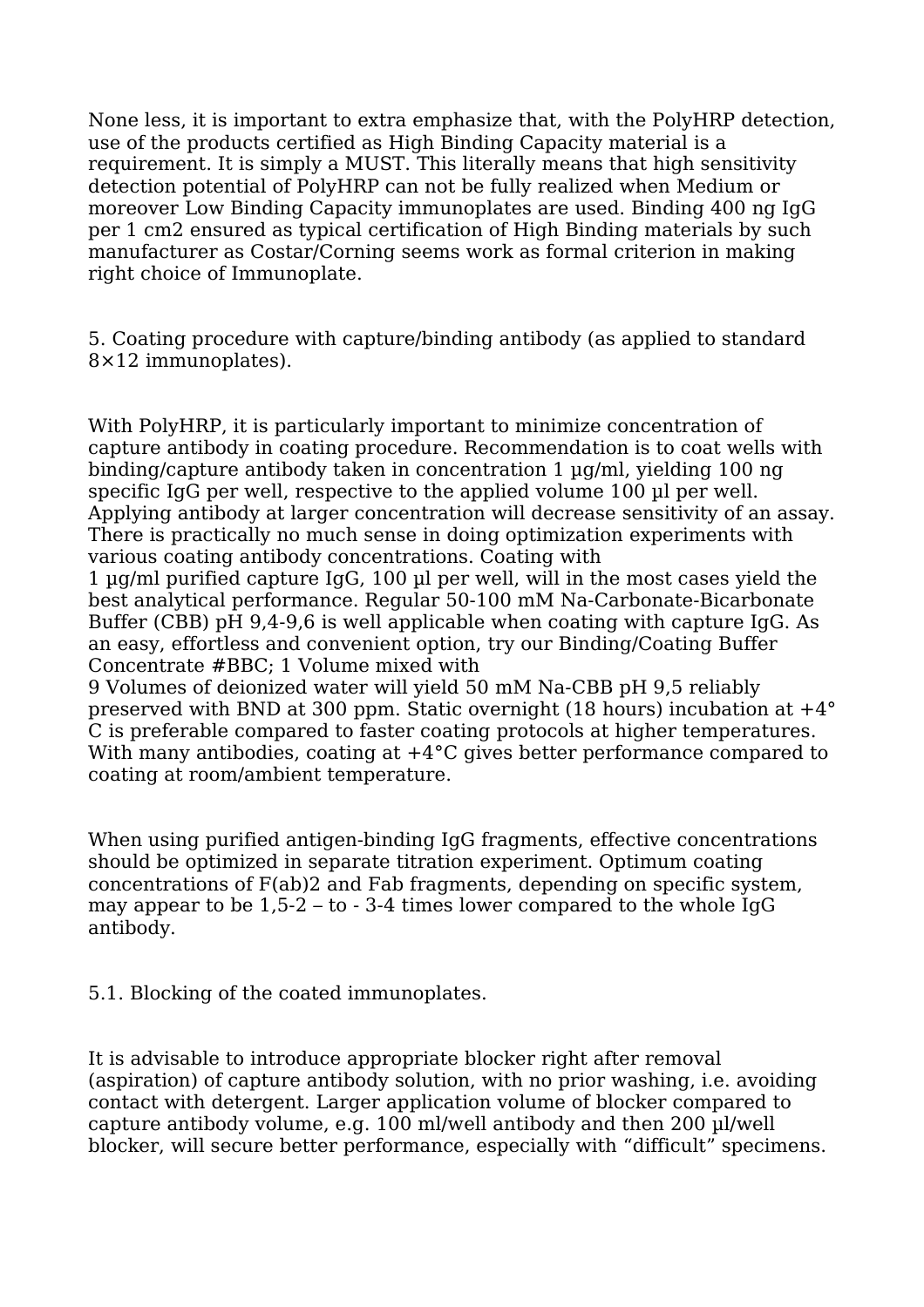None less, it is important to extra emphasize that, with the PolyHRP detection, use of the products certified as High Binding Capacity material is a requirement. It is simply a MUST. This literally means that high sensitivity detection potential of PolyHRP can not be fully realized when Medium or moreover Low Binding Capacity immunoplates are used. Binding 400 ng IgG per 1 cm2 ensured as typical certification of High Binding materials by such manufacturer as Costar/Corning seems work as formal criterion in making right choice of Immunoplate.

## 5. Coating procedure with capture/binding antibody (as applied to standard 8×12 immunoplates).

With PolyHRP, it is particularly important to minimize concentration of capture antibody in coating procedure. Recommendation is to coat wells with binding/capture antibody taken in concentration 1 µg/ml, yielding 100 ng specific IgG per well, respective to the applied volume 100 µl per well. Applying antibody at larger concentration will decrease sensitivity of an assay. There is practically no much sense in doing optimization experiments with various coating antibody concentrations. Coating with 1 µg/ml purified capture IgG, 100 µl per well, will in the most cases yield the best analytical performance. Regular 50-100 mM Na-Carbonate-Bicarbonate Buffer (CBB) pH 9,4-9,6 is well applicable when coating with capture IgG. As an easy, effortless and convenient option, try our Binding/Coating Buffer Concentrate #BBC; 1 Volume mixed with 9 Volumes of deionized water will yield 50 mM Na-CBB pH 9,5 reliably preserved with BND at 300 ppm. Static overnight (18 hours) incubation at +4°C is preferable compared to faster coating protocols at higher temperatures. With many antibodies, coating at +4°C gives better performance compared to coating at room/ambient temperature.

When using purified antigen-binding IgG fragments, effective concentrations should be optimized in separate titration experiment. Optimum coating concentrations of F(ab)2 and Fab fragments, depending on specific system, may appear to be 1,5-2 – to - 3-4 times lower compared to the whole IgG antibody.

### 5.1. Blocking of the coated immunoplates.

It is advisable to introduce appropriate blocker right after removal (aspiration) of capture antibody solution, with no prior washing, i.e. avoiding contact with detergent. Larger application volume of blocker compared to capture antibody volume, e.g. 100 ml/well antibody and then 200 µl/well blocker, will secure better performance, especially with “difficult” specimens.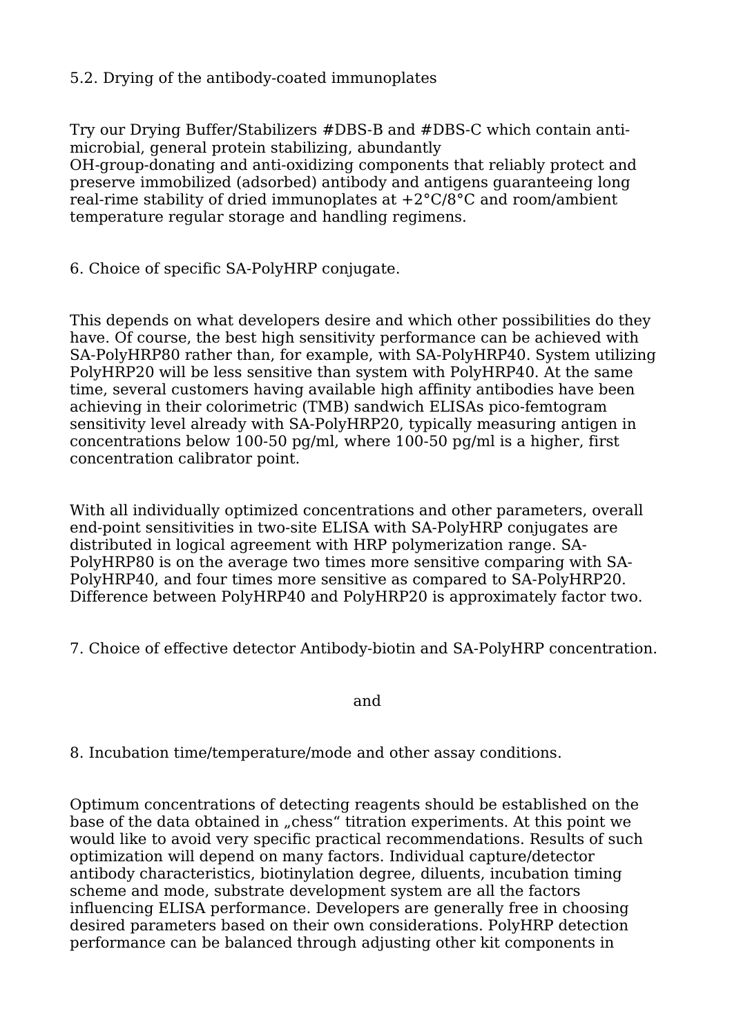5.2. Drying of the antibody-coated immunoplates

Try our Drying Buffer/Stabilizers #DBS-B and #DBS-C which contain anti-microbial, general protein stabilizing, abundantly OH-group-donating and anti-oxidizing components that reliably protect and preserve immobilized (adsorbed) antibody and antigens guaranteeing long real-rime stability of dried immunoplates at +2°C/8°C and room/ambient temperature regular storage and handling regimens.

6. Choice of specific SA-PolyHRP conjugate.

This depends on what developers desire and which other possibilities do they have. Of course, the best high sensitivity performance can be achieved with SA-PolyHRP80 rather than, for example, with SA-PolyHRP40. System utilizing PolyHRP20 will be less sensitive than system with PolyHRP40. At the same time, several customers having available high affinity antibodies have been achieving in their colorimetric (TMB) sandwich ELISAs pico-femtogram sensitivity level already with SA-PolyHRP20, typically measuring antigen in concentrations below 100-50 pg/ml, where 100-50 pg/ml is a higher, first concentration calibrator point.

With all individually optimized concentrations and other parameters, overall end-point sensitivities in two-site ELISA with SA-PolyHRP conjugates are distributed in logical agreement with HRP polymerization range. SA-PolyHRP80 is on the average two times more sensitive comparing with SA-PolyHRP40, and four times more sensitive as compared to SA-PolyHRP20. Difference between PolyHRP40 and PolyHRP20 is approximately factor two.

7. Choice of effective detector Antibody-biotin and SA-PolyHRP concentration.

and

8. Incubation time/temperature/mode and other assay conditions.

Optimum concentrations of detecting reagents should be established on the base of the data obtained in „chess“ titration experiments. At this point we would like to avoid very specific practical recommendations. Results of such optimization will depend on many factors. Individual capture/detector antibody characteristics, biotinylation degree, diluents, incubation timing scheme and mode, substrate development system are all the factors influencing ELISA performance. Developers are generally free in choosing desired parameters based on their own considerations. PolyHRP detection performance can be balanced through adjusting other kit components in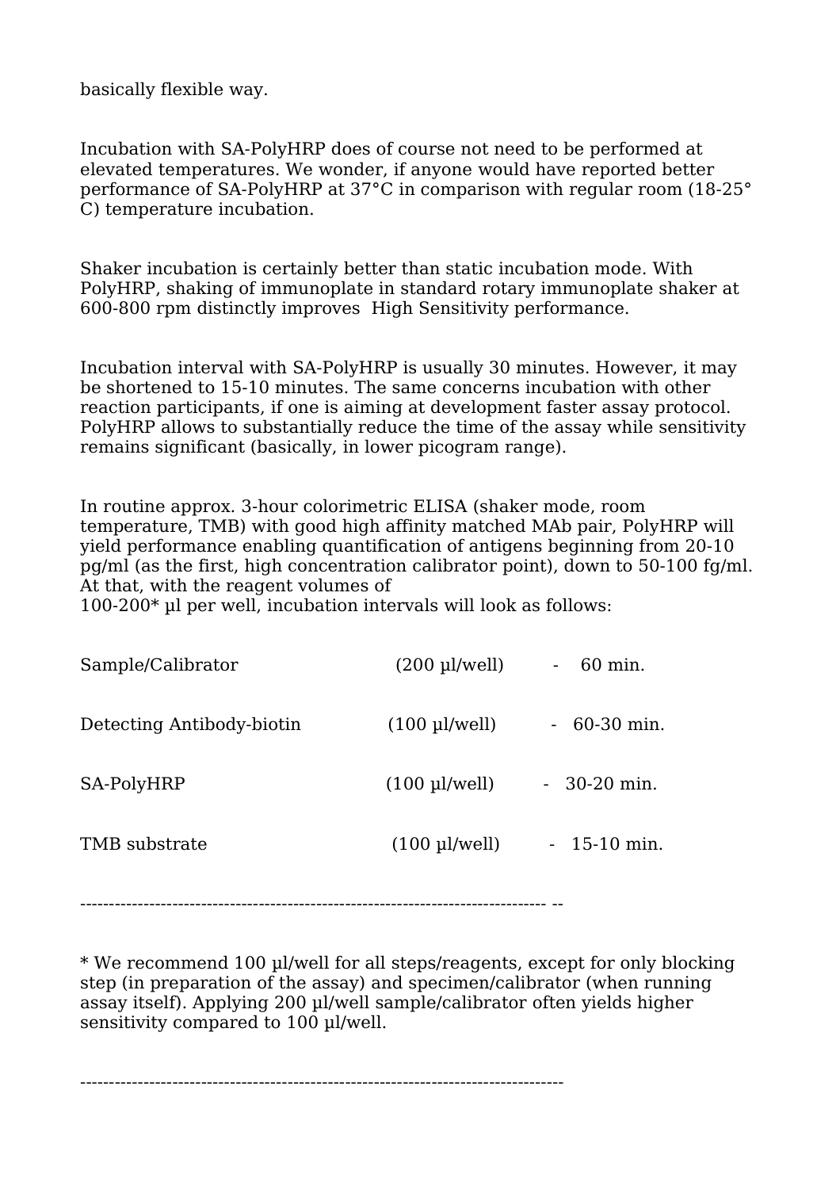basically flexible way.

Incubation with SA-PolyHRP does of course not need to be performed at elevated temperatures. We wonder, if anyone would have reported better performance of SA-PolyHRP at 37°C in comparison with regular room (18-25° C) temperature incubation.

Shaker incubation is certainly better than static incubation mode. With PolyHRP, shaking of immunoplate in standard rotary immunoplate shaker at 600-800 rpm distinctly improves High Sensitivity performance.

Incubation interval with SA-PolyHRP is usually 30 minutes. However, it may be shortened to 15-10 minutes. The same concerns incubation with other reaction participants, if one is aiming at development faster assay protocol. PolyHRP allows to substantially reduce the time of the assay while sensitivity remains significant (basically, in lower picogram range).

In routine approx. 3-hour colorimetric ELISA (shaker mode, room temperature, TMB) with good high affinity matched MAb pair, PolyHRP will yield performance enabling quantification of antigens beginning from 20-10 pg/ml (as the first, high concentration calibrator point), down to 50-100 fg/ml. At that, with the reagent volumes of 100-200* µl per well, incubation intervals will look as follows:

| | | |
|---|---|---|
| Sample/Calibrator | (200 µl/well) | - 60 min. |
| Detecting Antibody-biotin | (100 µl/well) | - 60-30 min. |
| SA-PolyHRP | (100 µl/well) | - 30-20 min. |
| TMB substrate | (100 µl/well) | - 15-10 min. |

---

* We recommend 100 µl/well for all steps/reagents, except for only blocking step (in preparation of the assay) and specimen/calibrator (when running assay itself). Applying 200 µl/well sample/calibrator often yields higher sensitivity compared to 100 µl/well.

---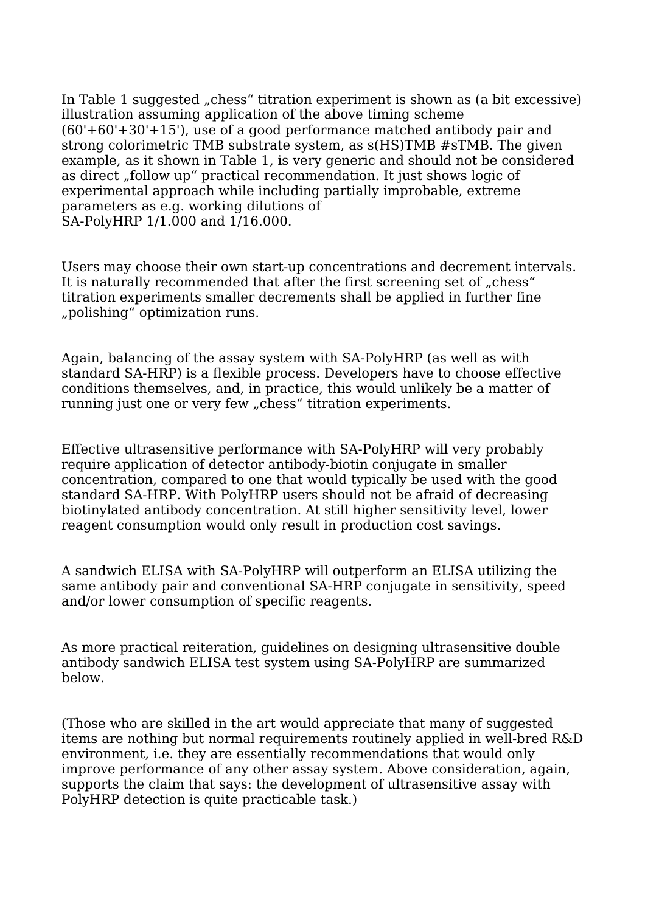In Table 1 suggested „chess“ titration experiment is shown as (a bit excessive) illustration assuming application of the above timing scheme (60'+60'+30'+15'), use of a good performance matched antibody pair and strong colorimetric TMB substrate system, as s(HS)TMB #sTMB. The given example, as it shown in Table 1, is very generic and should not be considered as direct „follow up“ practical recommendation. It just shows logic of experimental approach while including partially improbable, extreme parameters as e.g. working dilutions of SA-PolyHRP 1/1.000 and 1/16.000.

Users may choose their own start-up concentrations and decrement intervals. It is naturally recommended that after the first screening set of „chess“ titration experiments smaller decrements shall be applied in further fine „polishing“ optimization runs.

Again, balancing of the assay system with SA-PolyHRP (as well as with standard SA-HRP) is a flexible process. Developers have to choose effective conditions themselves, and, in practice, this would unlikely be a matter of running just one or very few „chess“ titration experiments.

Effective ultrasensitive performance with SA-PolyHRP will very probably require application of detector antibody-biotin conjugate in smaller concentration, compared to one that would typically be used with the good standard SA-HRP. With PolyHRP users should not be afraid of decreasing biotinylated antibody concentration. At still higher sensitivity level, lower reagent consumption would only result in production cost savings.

A sandwich ELISA with SA-PolyHRP will outperform an ELISA utilizing the same antibody pair and conventional SA-HRP conjugate in sensitivity, speed and/or lower consumption of specific reagents.

As more practical reiteration, guidelines on designing ultrasensitive double antibody sandwich ELISA test system using SA-PolyHRP are summarized below.

(Those who are skilled in the art would appreciate that many of suggested items are nothing but normal requirements routinely applied in well-bred R&D environment, i.e. they are essentially recommendations that would only improve performance of any other assay system. Above consideration, again, supports the claim that says: the development of ultrasensitive assay with PolyHRP detection is quite practicable task.)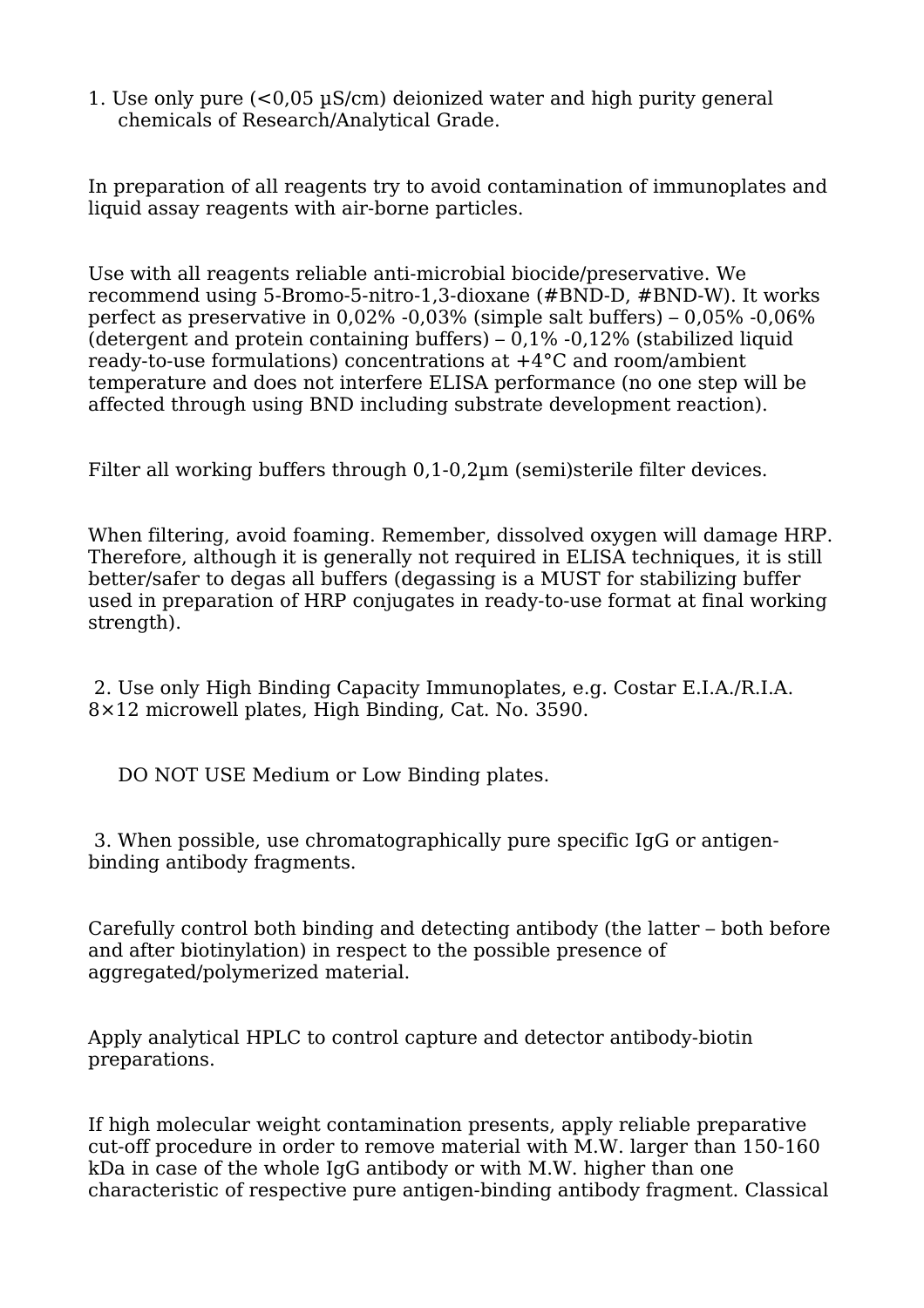1. Use only pure (<0,05 µS/cm) deionized water and high purity general chemicals of Research/Analytical Grade.

In preparation of all reagents try to avoid contamination of immunoplates and liquid assay reagents with air-borne particles.

Use with all reagents reliable anti-microbial biocide/preservative. We recommend using 5-Bromo-5-nitro-1,3-dioxane (#BND-D, #BND-W). It works perfect as preservative in 0,02% -0,03% (simple salt buffers) – 0,05% -0,06% (detergent and protein containing buffers) – 0,1% -0,12% (stabilized liquid ready-to-use formulations) concentrations at +4°C and room/ambient temperature and does not interfere ELISA performance (no one step will be affected through using BND including substrate development reaction).

Filter all working buffers through 0,1-0,2µm (semi)sterile filter devices.

When filtering, avoid foaming. Remember, dissolved oxygen will damage HRP. Therefore, although it is generally not required in ELISA techniques, it is still better/safer to degas all buffers (degassing is a MUST for stabilizing buffer used in preparation of HRP conjugates in ready-to-use format at final working strength).

2. Use only High Binding Capacity Immunoplates, e.g. Costar E.I.A./R.I.A. 8×12 microwell plates, High Binding, Cat. No. 3590.

DO NOT USE Medium or Low Binding plates.

3. When possible, use chromatographically pure specific IgG or antigen-binding antibody fragments.

Carefully control both binding and detecting antibody (the latter – both before and after biotinylation) in respect to the possible presence of aggregated/polymerized material.

Apply analytical HPLC to control capture and detector antibody-biotin preparations.

If high molecular weight contamination presents, apply reliable preparative cut-off procedure in order to remove material with M.W. larger than 150-160 kDa in case of the whole IgG antibody or with M.W. higher than one characteristic of respective pure antigen-binding antibody fragment. Classical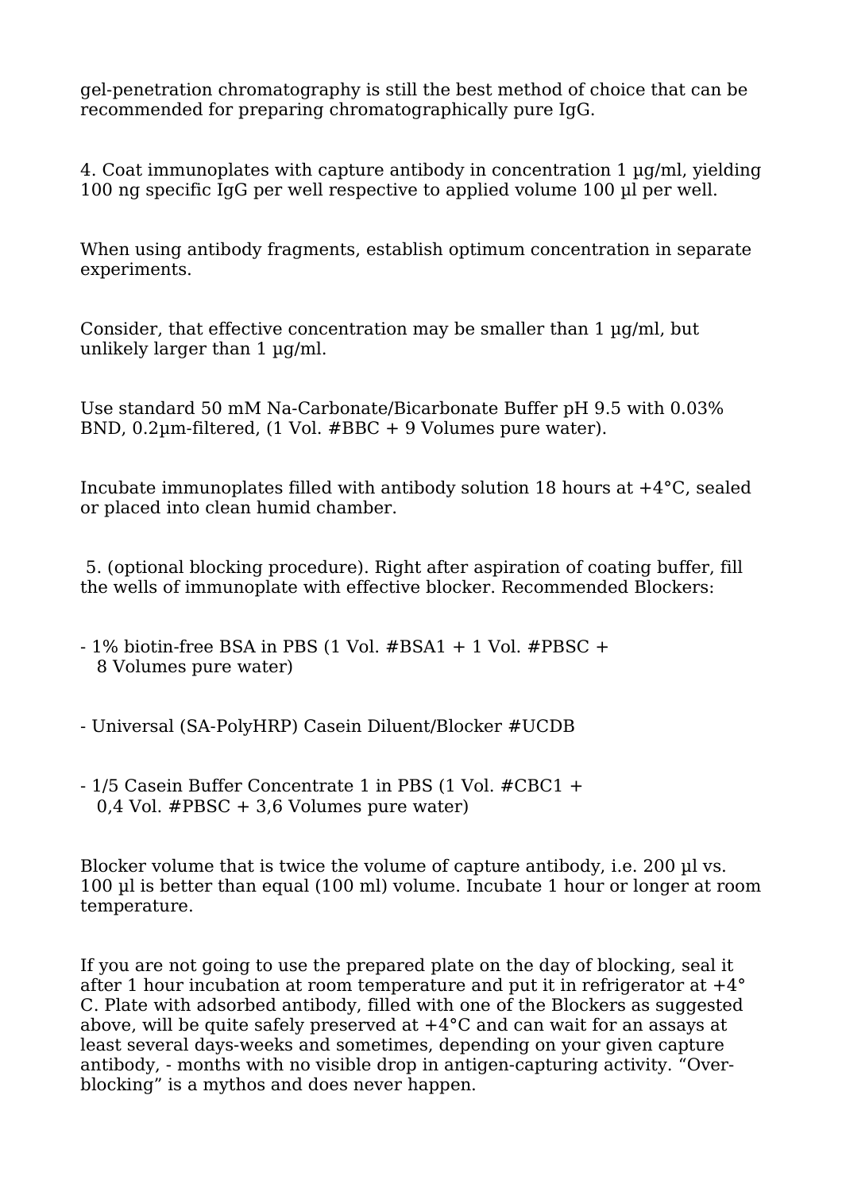gel-penetration chromatography is still the best method of choice that can be recommended for preparing chromatographically pure IgG.

4. Coat immunoplates with capture antibody in concentration 1 µg/ml, yielding 100 ng specific IgG per well respective to applied volume 100 µl per well.

When using antibody fragments, establish optimum concentration in separate experiments.

Consider, that effective concentration may be smaller than 1 µg/ml, but unlikely larger than 1 µg/ml.

Use standard 50 mM Na-Carbonate/Bicarbonate Buffer pH 9.5 with 0.03% BND, 0.2µm-filtered, (1 Vol. #BBC + 9 Volumes pure water).

Incubate immunoplates filled with antibody solution 18 hours at +4°C, sealed or placed into clean humid chamber.

5. (optional blocking procedure). Right after aspiration of coating buffer, fill the wells of immunoplate with effective blocker. Recommended Blockers:

- 1% biotin-free BSA in PBS (1 Vol. #BSA1 + 1 Vol. #PBSC + 8 Volumes pure water)

- Universal (SA-PolyHRP) Casein Diluent/Blocker #UCDB

- 1/5 Casein Buffer Concentrate 1 in PBS (1 Vol. #CBC1 + 0,4 Vol. #PBSC + 3,6 Volumes pure water)

Blocker volume that is twice the volume of capture antibody, i.e. 200 µl vs. 100 µl is better than equal (100 ml) volume. Incubate 1 hour or longer at room temperature.

If you are not going to use the prepared plate on the day of blocking, seal it after 1 hour incubation at room temperature and put it in refrigerator at +4°C. Plate with adsorbed antibody, filled with one of the Blockers as suggested above, will be quite safely preserved at +4°C and can wait for an assays at least several days-weeks and sometimes, depending on your given capture antibody, - months with no visible drop in antigen-capturing activity. "Over-blocking" is a mythos and does never happen.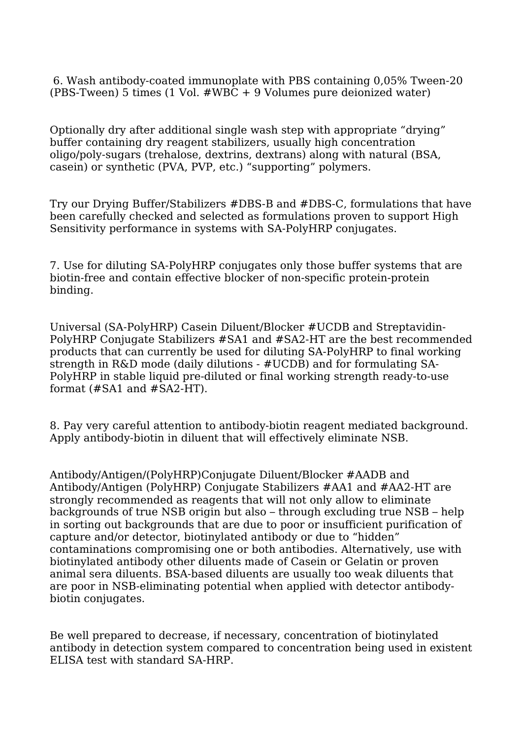6. Wash antibody-coated immunoplate with PBS containing 0,05% Tween-20 (PBS-Tween) 5 times (1 Vol. #WBC + 9 Volumes pure deionized water)

Optionally dry after additional single wash step with appropriate “drying” buffer containing dry reagent stabilizers, usually high concentration oligo/poly-sugars (trehalose, dextrins, dextrans) along with natural (BSA, casein) or synthetic (PVA, PVP, etc.) “supporting” polymers.

Try our Drying Buffer/Stabilizers #DBS-B and #DBS-C, formulations that have been carefully checked and selected as formulations proven to support High Sensitivity performance in systems with SA-PolyHRP conjugates.

7. Use for diluting SA-PolyHRP conjugates only those buffer systems that are biotin-free and contain effective blocker of non-specific protein-protein binding.

Universal (SA-PolyHRP) Casein Diluent/Blocker #UCDB and Streptavidin-PolyHRP Conjugate Stabilizers #SA1 and #SA2-HT are the best recommended products that can currently be used for diluting SA-PolyHRP to final working strength in R&D mode (daily dilutions - #UCDB) and for formulating SA-PolyHRP in stable liquid pre-diluted or final working strength ready-to-use format (#SA1 and #SA2-HT).

8. Pay very careful attention to antibody-biotin reagent mediated background. Apply antibody-biotin in diluent that will effectively eliminate NSB.

Antibody/Antigen/(PolyHRP)Conjugate Diluent/Blocker #AADB and Antibody/Antigen (PolyHRP) Conjugate Stabilizers #AA1 and #AA2-HT are strongly recommended as reagents that will not only allow to eliminate backgrounds of true NSB origin but also – through excluding true NSB – help in sorting out backgrounds that are due to poor or insufficient purification of capture and/or detector, biotinylated antibody or due to “hidden” contaminations compromising one or both antibodies. Alternatively, use with biotinylated antibody other diluents made of Casein or Gelatin or proven animal sera diluents. BSA-based diluents are usually too weak diluents that are poor in NSB-eliminating potential when applied with detector antibody-biotin conjugates.

Be well prepared to decrease, if necessary, concentration of biotinylated antibody in detection system compared to concentration being used in existent ELISA test with standard SA-HRP.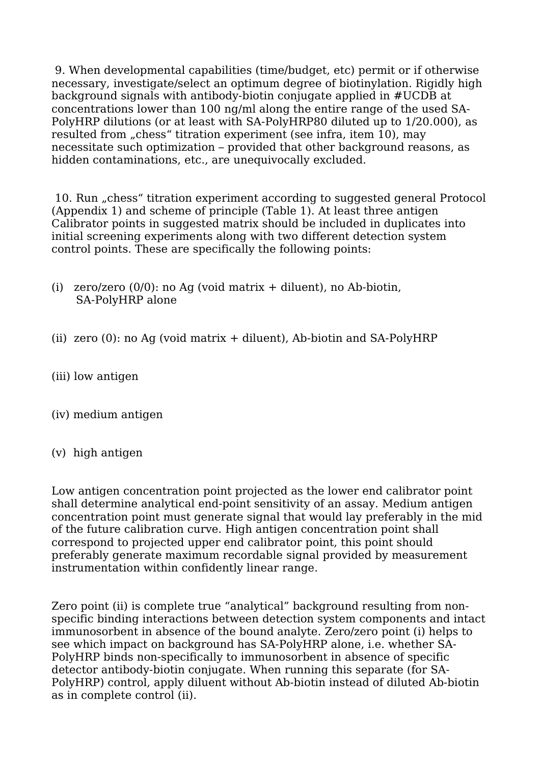9. When developmental capabilities (time/budget, etc) permit or if otherwise necessary, investigate/select an optimum degree of biotinylation. Rigidly high background signals with antibody-biotin conjugate applied in #UCDB at concentrations lower than 100 ng/ml along the entire range of the used SA-PolyHRP dilutions (or at least with SA-PolyHRP80 diluted up to 1/20.000), as resulted from „chess“ titration experiment (see infra, item 10), may necessitate such optimization – provided that other background reasons, as hidden contaminations, etc., are unequivocally excluded.

10. Run „chess“ titration experiment according to suggested general Protocol (Appendix 1) and scheme of principle (Table 1). At least three antigen Calibrator points in suggested matrix should be included in duplicates into initial screening experiments along with two different detection system control points. These are specifically the following points:

(i) zero/zero (0/0): no Ag (void matrix + diluent), no Ab-biotin, SA-PolyHRP alone

(ii) zero (0): no Ag (void matrix + diluent), Ab-biotin and SA-PolyHRP

(iii) low antigen

(iv) medium antigen

(v) high antigen

Low antigen concentration point projected as the lower end calibrator point shall determine analytical end-point sensitivity of an assay. Medium antigen concentration point must generate signal that would lay preferably in the mid of the future calibration curve. High antigen concentration point shall correspond to projected upper end calibrator point, this point should preferably generate maximum recordable signal provided by measurement instrumentation within confidently linear range.

Zero point (ii) is complete true “analytical” background resulting from non-specific binding interactions between detection system components and intact immunosorbent in absence of the bound analyte. Zero/zero point (i) helps to see which impact on background has SA-PolyHRP alone, i.e. whether SA-PolyHRP binds non-specifically to immunosorbent in absence of specific detector antibody-biotin conjugate. When running this separate (for SA-PolyHRP) control, apply diluent without Ab-biotin instead of diluted Ab-biotin as in complete control (ii).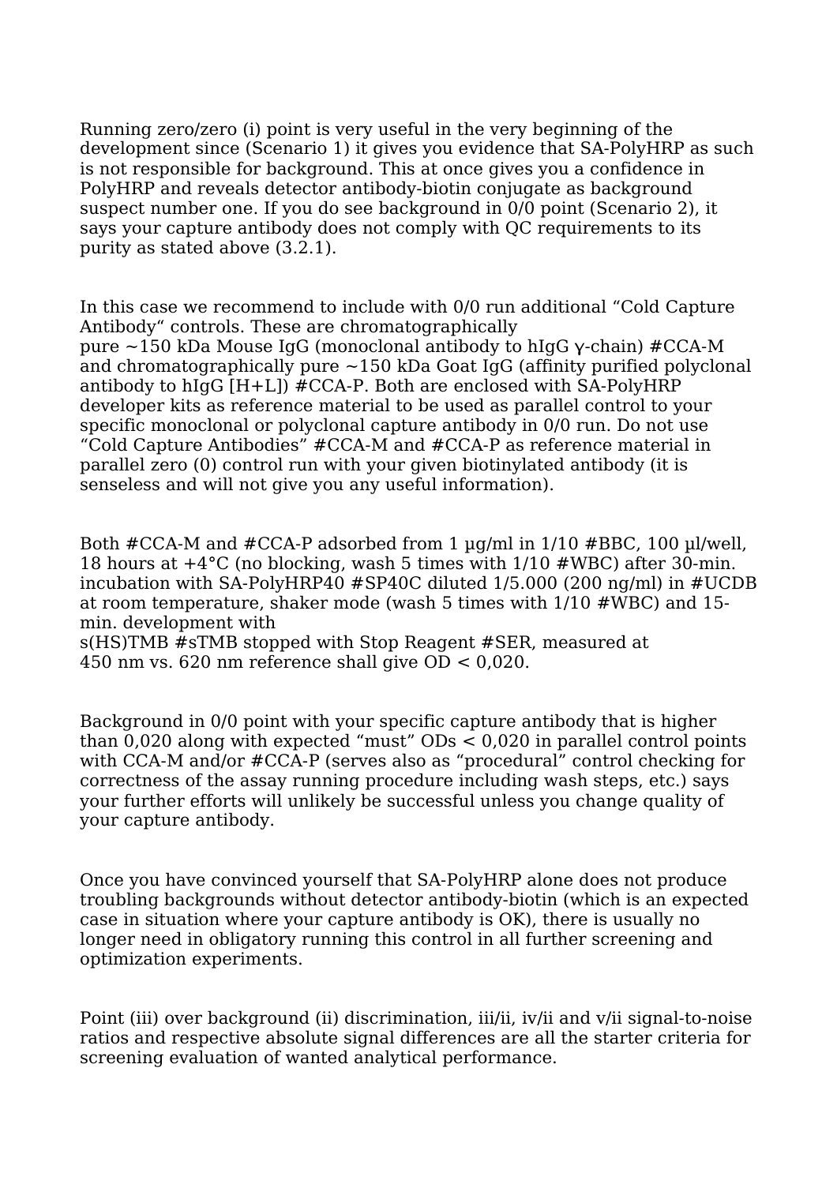Running zero/zero (i) point is very useful in the very beginning of the development since (Scenario 1) it gives you evidence that SA-PolyHRP as such is not responsible for background. This at once gives you a confidence in PolyHRP and reveals detector antibody-biotin conjugate as background suspect number one. If you do see background in 0/0 point (Scenario 2), it says your capture antibody does not comply with QC requirements to its purity as stated above (3.2.1).

In this case we recommend to include with 0/0 run additional "Cold Capture Antibody" controls. These are chromatographically pure ~150 kDa Mouse IgG (monoclonal antibody to hIgG γ-chain) #CCA-M and chromatographically pure ~150 kDa Goat IgG (affinity purified polyclonal antibody to hIgG [H+L]) #CCA-P. Both are enclosed with SA-PolyHRP developer kits as reference material to be used as parallel control to your specific monoclonal or polyclonal capture antibody in 0/0 run. Do not use "Cold Capture Antibodies" #CCA-M and #CCA-P as reference material in parallel zero (0) control run with your given biotinylated antibody (it is senseless and will not give you any useful information).

Both #CCA-M and #CCA-P adsorbed from 1 µg/ml in 1/10 #BBC, 100 µl/well, 18 hours at +4°C (no blocking, wash 5 times with 1/10 #WBC) after 30-min. incubation with SA-PolyHRP40 #SP40C diluted 1/5.000 (200 ng/ml) in #UCDB at room temperature, shaker mode (wash 5 times with 1/10 #WBC) and 15-min. development with s(HS)TMB #sTMB stopped with Stop Reagent #SER, measured at 450 nm vs. 620 nm reference shall give OD < 0,020.

Background in 0/0 point with your specific capture antibody that is higher than 0,020 along with expected "must" ODs < 0,020 in parallel control points with CCA-M and/or #CCA-P (serves also as "procedural" control checking for correctness of the assay running procedure including wash steps, etc.) says your further efforts will unlikely be successful unless you change quality of your capture antibody.

Once you have convinced yourself that SA-PolyHRP alone does not produce troubling backgrounds without detector antibody-biotin (which is an expected case in situation where your capture antibody is OK), there is usually no longer need in obligatory running this control in all further screening and optimization experiments.

Point (iii) over background (ii) discrimination, iii/ii, iv/ii and v/ii signal-to-noise ratios and respective absolute signal differences are all the starter criteria for screening evaluation of wanted analytical performance.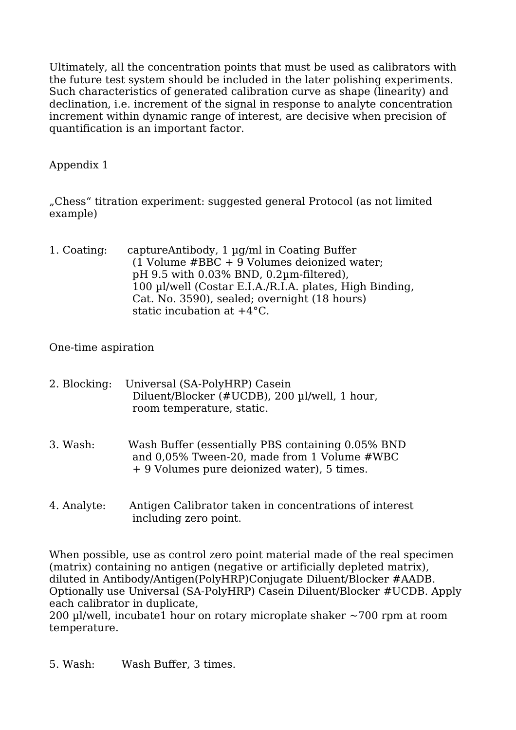Ultimately, all the concentration points that must be used as calibrators with the future test system should be included in the later polishing experiments. Such characteristics of generated calibration curve as shape (linearity) and declination, i.e. increment of the signal in response to analyte concentration increment within dynamic range of interest, are decisive when precision of quantification is an important factor.

Appendix 1

„Chess“ titration experiment: suggested general Protocol (as not limited example)

1. Coating: captureAntibody, 1 µg/ml in Coating Buffer (1 Volume #BBC + 9 Volumes deionized water; pH 9.5 with 0.03% BND, 0.2µm-filtered), 100 µl/well (Costar E.I.A./R.I.A. plates, High Binding, Cat. No. 3590), sealed; overnight (18 hours) static incubation at +4°C.

One-time aspiration

2. Blocking: Universal (SA-PolyHRP) Casein Diluent/Blocker (#UCDB), 200 µl/well, 1 hour, room temperature, static.

3. Wash: Wash Buffer (essentially PBS containing 0.05% BND and 0,05% Tween-20, made from 1 Volume #WBC + 9 Volumes pure deionized water), 5 times.

4. Analyte: Antigen Calibrator taken in concentrations of interest including zero point.

When possible, use as control zero point material made of the real specimen (matrix) containing no antigen (negative or artificially depleted matrix), diluted in Antibody/Antigen(PolyHRP)Conjugate Diluent/Blocker #AADB. Optionally use Universal (SA-PolyHRP) Casein Diluent/Blocker #UCDB. Apply each calibrator in duplicate,
200 µl/well, incubate1 hour on rotary microplate shaker ~700 rpm at room temperature.

5. Wash: Wash Buffer, 3 times.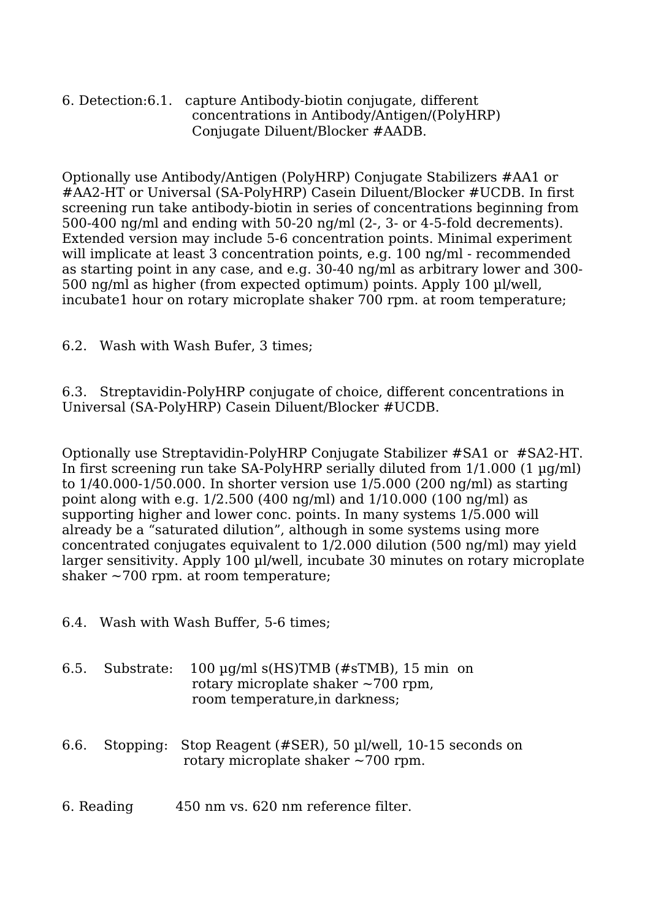6. Detection:6.1. capture Antibody-biotin conjugate, different concentrations in Antibody/Antigen/(PolyHRP) Conjugate Diluent/Blocker #AADB.

Optionally use Antibody/Antigen (PolyHRP) Conjugate Stabilizers #AA1 or #AA2-HT or Universal (SA-PolyHRP) Casein Diluent/Blocker #UCDB. In first screening run take antibody-biotin in series of concentrations beginning from 500-400 ng/ml and ending with 50-20 ng/ml (2-, 3- or 4-5-fold decrements). Extended version may include 5-6 concentration points. Minimal experiment will implicate at least 3 concentration points, e.g. 100 ng/ml - recommended as starting point in any case, and e.g. 30-40 ng/ml as arbitrary lower and 300-500 ng/ml as higher (from expected optimum) points. Apply 100 µl/well, incubate1 hour on rotary microplate shaker 700 rpm. at room temperature;

6.2. Wash with Wash Bufer, 3 times;

6.3. Streptavidin-PolyHRP conjugate of choice, different concentrations in Universal (SA-PolyHRP) Casein Diluent/Blocker #UCDB.

Optionally use Streptavidin-PolyHRP Conjugate Stabilizer #SA1 or #SA2-HT. In first screening run take SA-PolyHRP serially diluted from 1/1.000 (1 µg/ml) to 1/40.000-1/50.000. In shorter version use 1/5.000 (200 ng/ml) as starting point along with e.g. 1/2.500 (400 ng/ml) and 1/10.000 (100 ng/ml) as supporting higher and lower conc. points. In many systems 1/5.000 will already be a “saturated dilution”, although in some systems using more concentrated conjugates equivalent to 1/2.000 dilution (500 ng/ml) may yield larger sensitivity. Apply 100 µl/well, incubate 30 minutes on rotary microplate shaker ~700 rpm. at room temperature;

6.4. Wash with Wash Buffer, 5-6 times;

6.5. Substrate: 100 µg/ml s(HS)TMB (#sTMB), 15 min on rotary microplate shaker ~700 rpm, room temperature,in darkness;

6.6. Stopping: Stop Reagent (#SER), 50 µl/well, 10-15 seconds on rotary microplate shaker ~700 rpm.

6. Reading 450 nm vs. 620 nm reference filter.